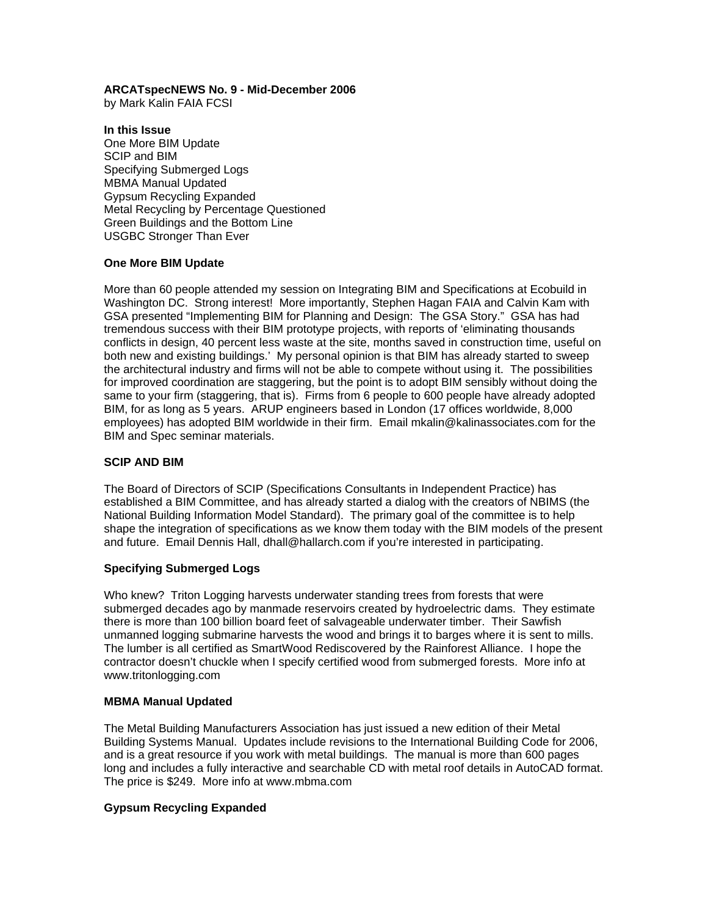**ARCATspecNEWS No. 9 - Mid-December 2006**
by Mark Kalin FAIA FCSI

**In this Issue**
One More BIM Update
SCIP and BIM
Specifying Submerged Logs
MBMA Manual Updated
Gypsum Recycling Expanded
Metal Recycling by Percentage Questioned
Green Buildings and the Bottom Line
USGBC Stronger Than Ever

## One More BIM Update

More than 60 people attended my session on Integrating BIM and Specifications at Ecobuild in Washington DC. Strong interest! More importantly, Stephen Hagan FAIA and Calvin Kam with GSA presented "Implementing BIM for Planning and Design: The GSA Story." GSA has had tremendous success with their BIM prototype projects, with reports of 'eliminating thousands conflicts in design, 40 percent less waste at the site, months saved in construction time, useful on both new and existing buildings.' My personal opinion is that BIM has already started to sweep the architectural industry and firms will not be able to compete without using it. The possibilities for improved coordination are staggering, but the point is to adopt BIM sensibly without doing the same to your firm (staggering, that is). Firms from 6 people to 600 people have already adopted BIM, for as long as 5 years. ARUP engineers based in London (17 offices worldwide, 8,000 employees) has adopted BIM worldwide in their firm. Email mkalin@kalinassociates.com for the BIM and Spec seminar materials.

## SCIP AND BIM

The Board of Directors of SCIP (Specifications Consultants in Independent Practice) has established a BIM Committee, and has already started a dialog with the creators of NBIMS (the National Building Information Model Standard). The primary goal of the committee is to help shape the integration of specifications as we know them today with the BIM models of the present and future. Email Dennis Hall, dhall@hallarch.com if you're interested in participating.

## Specifying Submerged Logs

Who knew? Triton Logging harvests underwater standing trees from forests that were submerged decades ago by manmade reservoirs created by hydroelectric dams. They estimate there is more than 100 billion board feet of salvageable underwater timber. Their Sawfish unmanned logging submarine harvests the wood and brings it to barges where it is sent to mills. The lumber is all certified as SmartWood Rediscovered by the Rainforest Alliance. I hope the contractor doesn't chuckle when I specify certified wood from submerged forests. More info at www.tritonlogging.com

## MBMA Manual Updated

The Metal Building Manufacturers Association has just issued a new edition of their Metal Building Systems Manual. Updates include revisions to the International Building Code for 2006, and is a great resource if you work with metal buildings. The manual is more than 600 pages long and includes a fully interactive and searchable CD with metal roof details in AutoCAD format. The price is $249. More info at www.mbma.com

## Gypsum Recycling Expanded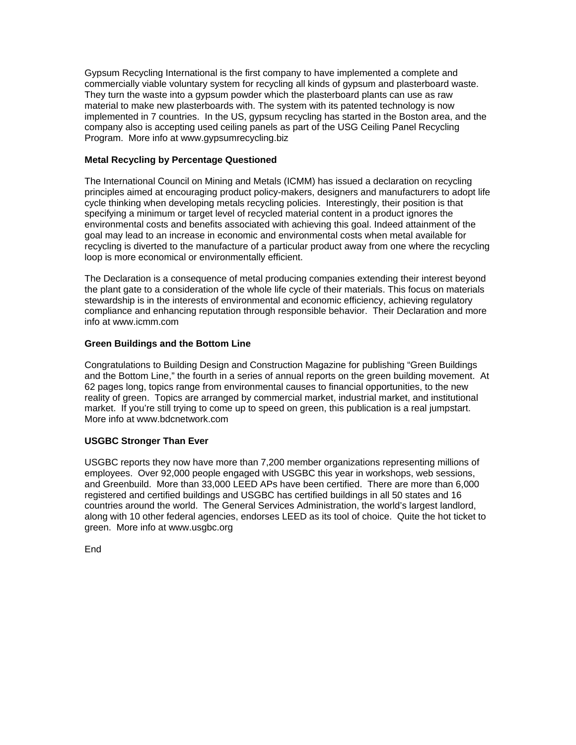Gypsum Recycling International is the first company to have implemented a complete and commercially viable voluntary system for recycling all kinds of gypsum and plasterboard waste. They turn the waste into a gypsum powder which the plasterboard plants can use as raw material to make new plasterboards with. The system with its patented technology is now implemented in 7 countries. In the US, gypsum recycling has started in the Boston area, and the company also is accepting used ceiling panels as part of the USG Ceiling Panel Recycling Program. More info at www.gypsumrecycling.biz

**Metal Recycling by Percentage Questioned**

The International Council on Mining and Metals (ICMM) has issued a declaration on recycling principles aimed at encouraging product policy-makers, designers and manufacturers to adopt life cycle thinking when developing metals recycling policies. Interestingly, their position is that specifying a minimum or target level of recycled material content in a product ignores the environmental costs and benefits associated with achieving this goal. Indeed attainment of the goal may lead to an increase in economic and environmental costs when metal available for recycling is diverted to the manufacture of a particular product away from one where the recycling loop is more economical or environmentally efficient.

The Declaration is a consequence of metal producing companies extending their interest beyond the plant gate to a consideration of the whole life cycle of their materials. This focus on materials stewardship is in the interests of environmental and economic efficiency, achieving regulatory compliance and enhancing reputation through responsible behavior. Their Declaration and more info at www.icmm.com

**Green Buildings and the Bottom Line**

Congratulations to Building Design and Construction Magazine for publishing "Green Buildings and the Bottom Line," the fourth in a series of annual reports on the green building movement. At 62 pages long, topics range from environmental causes to financial opportunities, to the new reality of green. Topics are arranged by commercial market, industrial market, and institutional market. If you're still trying to come up to speed on green, this publication is a real jumpstart. More info at www.bdcnetwork.com

**USGBC Stronger Than Ever**

USGBC reports they now have more than 7,200 member organizations representing millions of employees. Over 92,000 people engaged with USGBC this year in workshops, web sessions, and Greenbuild. More than 33,000 LEED APs have been certified. There are more than 6,000 registered and certified buildings and USGBC has certified buildings in all 50 states and 16 countries around the world. The General Services Administration, the world's largest landlord, along with 10 other federal agencies, endorses LEED as its tool of choice. Quite the hot ticket to green. More info at www.usgbc.org

End